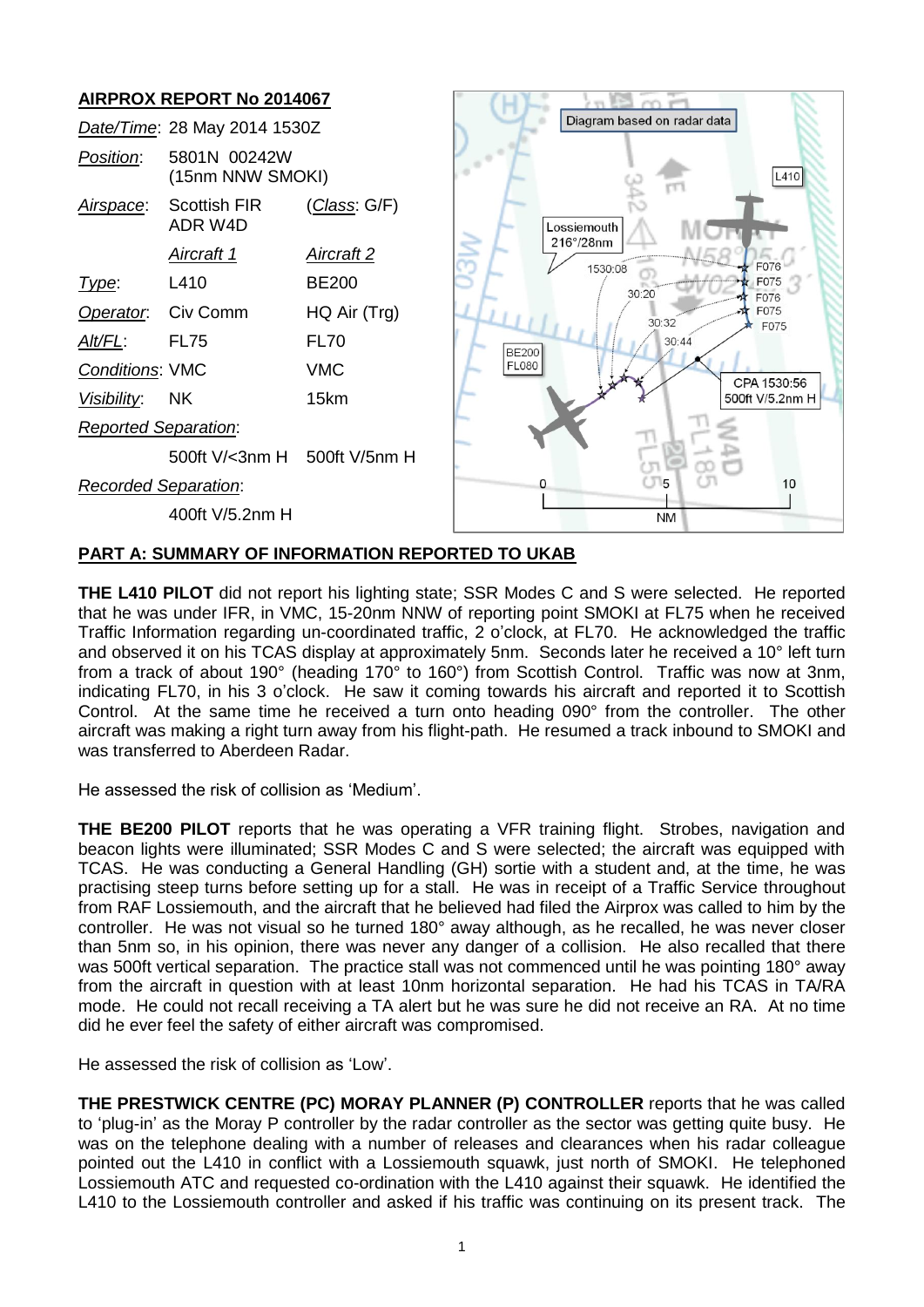## AIRPROX REPORT No 2014067

| | | |
|---|---|---|
| *Date/Time*: | 28 May 2014 1530Z | |
| *Position*: | 5801N 00242W (15nm NNW SMOKI) | |
| *Airspace*: | Scottish FIR ADR W4D | (*Class*: G/F) |
| | *Aircraft 1* | *Aircraft 2* |
| *Type*: | L410 | BE200 |
| *Operator*: | Civ Comm | HQ Air (Trg) |
| *Alt/FL*: | FL75 | FL70 |
| *Conditions*: | VMC | VMC |
| *Visibility*: | NK | 15km |
| *Reported Separation*: | | |
| | 500ft V/<3nm H | 500ft V/5nm H |
| *Recorded Separation*: | | |
| | 400ft V/5.2nm H | |

Diagram based on radar data

L410
Lossiemouth 216°/28nm
1530:08
30:20
30:32
30:44
F076
F075
F076
F075
F075
BE200 FL080
CPA 1530:56 500ft V/5.2nm H
0
5
10
NM

## PART A: SUMMARY OF INFORMATION REPORTED TO UKAB

**THE L410 PILOT** did not report his lighting state; SSR Modes C and S were selected. He reported that he was under IFR, in VMC, 15-20nm NNW of reporting point SMOKI at FL75 when he received Traffic Information regarding un-coordinated traffic, 2 o'clock, at FL70. He acknowledged the traffic and observed it on his TCAS display at approximately 5nm. Seconds later he received a 10° left turn from a track of about 190° (heading 170° to 160°) from Scottish Control. Traffic was now at 3nm, indicating FL70, in his 3 o'clock. He saw it coming towards his aircraft and reported it to Scottish Control. At the same time he received a turn onto heading 090° from the controller. The other aircraft was making a right turn away from his flight-path. He resumed a track inbound to SMOKI and was transferred to Aberdeen Radar.

He assessed the risk of collision as 'Medium'.

**THE BE200 PILOT** reports that he was operating a VFR training flight. Strobes, navigation and beacon lights were illuminated; SSR Modes C and S were selected; the aircraft was equipped with TCAS. He was conducting a General Handling (GH) sortie with a student and, at the time, he was practising steep turns before setting up for a stall. He was in receipt of a Traffic Service throughout from RAF Lossiemouth, and the aircraft that he believed had filed the Airprox was called to him by the controller. He was not visual so he turned 180° away although, as he recalled, he was never closer than 5nm so, in his opinion, there was never any danger of a collision. He also recalled that there was 500ft vertical separation. The practice stall was not commenced until he was pointing 180° away from the aircraft in question with at least 10nm horizontal separation. He had his TCAS in TA/RA mode. He could not recall receiving a TA alert but he was sure he did not receive an RA. At no time did he ever feel the safety of either aircraft was compromised.

He assessed the risk of collision as 'Low'.

**THE PRESTWICK CENTRE (PC) MORAY PLANNER (P) CONTROLLER** reports that he was called to 'plug-in' as the Moray P controller by the radar controller as the sector was getting quite busy. He was on the telephone dealing with a number of releases and clearances when his radar colleague pointed out the L410 in conflict with a Lossiemouth squawk, just north of SMOKI. He telephoned Lossiemouth ATC and requested co-ordination with the L410 against their squawk. He identified the L410 to the Lossiemouth controller and asked if his traffic was continuing on its present track. The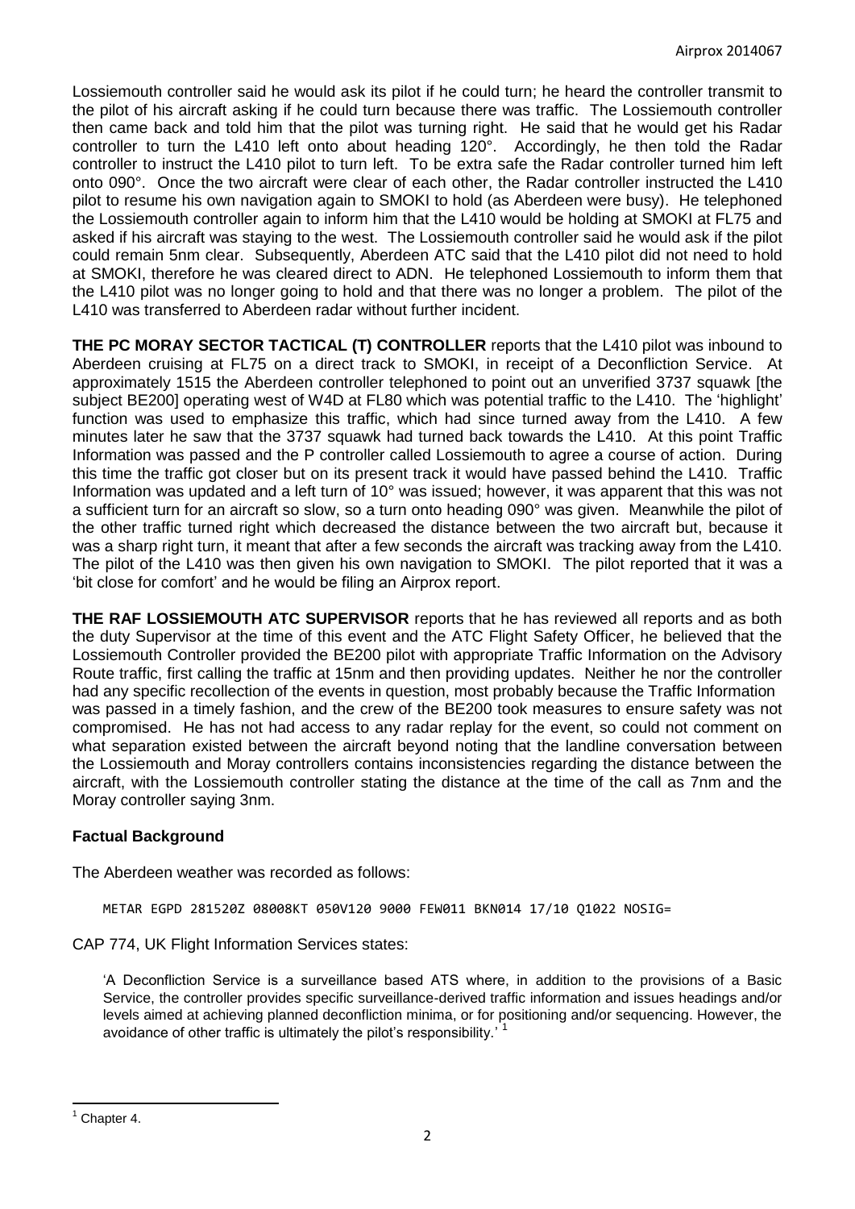Lossiemouth controller said he would ask its pilot if he could turn; he heard the controller transmit to the pilot of his aircraft asking if he could turn because there was traffic. The Lossiemouth controller then came back and told him that the pilot was turning right. He said that he would get his Radar controller to turn the L410 left onto about heading 120°. Accordingly, he then told the Radar controller to instruct the L410 pilot to turn left. To be extra safe the Radar controller turned him left onto 090°. Once the two aircraft were clear of each other, the Radar controller instructed the L410 pilot to resume his own navigation again to SMOKI to hold (as Aberdeen were busy). He telephoned the Lossiemouth controller again to inform him that the L410 would be holding at SMOKI at FL75 and asked if his aircraft was staying to the west. The Lossiemouth controller said he would ask if the pilot could remain 5nm clear. Subsequently, Aberdeen ATC said that the L410 pilot did not need to hold at SMOKI, therefore he was cleared direct to ADN. He telephoned Lossiemouth to inform them that the L410 pilot was no longer going to hold and that there was no longer a problem. The pilot of the L410 was transferred to Aberdeen radar without further incident.

**THE PC MORAY SECTOR TACTICAL (T) CONTROLLER** reports that the L410 pilot was inbound to Aberdeen cruising at FL75 on a direct track to SMOKI, in receipt of a Deconfliction Service. At approximately 1515 the Aberdeen controller telephoned to point out an unverified 3737 squawk [the subject BE200] operating west of W4D at FL80 which was potential traffic to the L410. The 'highlight' function was used to emphasize this traffic, which had since turned away from the L410. A few minutes later he saw that the 3737 squawk had turned back towards the L410. At this point Traffic Information was passed and the P controller called Lossiemouth to agree a course of action. During this time the traffic got closer but on its present track it would have passed behind the L410. Traffic Information was updated and a left turn of 10° was issued; however, it was apparent that this was not a sufficient turn for an aircraft so slow, so a turn onto heading 090° was given. Meanwhile the pilot of the other traffic turned right which decreased the distance between the two aircraft but, because it was a sharp right turn, it meant that after a few seconds the aircraft was tracking away from the L410. The pilot of the L410 was then given his own navigation to SMOKI. The pilot reported that it was a 'bit close for comfort' and he would be filing an Airprox report.

**THE RAF LOSSIEMOUTH ATC SUPERVISOR** reports that he has reviewed all reports and as both the duty Supervisor at the time of this event and the ATC Flight Safety Officer, he believed that the Lossiemouth Controller provided the BE200 pilot with appropriate Traffic Information on the Advisory Route traffic, first calling the traffic at 15nm and then providing updates. Neither he nor the controller had any specific recollection of the events in question, most probably because the Traffic Information was passed in a timely fashion, and the crew of the BE200 took measures to ensure safety was not compromised. He has not had access to any radar replay for the event, so could not comment on what separation existed between the aircraft beyond noting that the landline conversation between the Lossiemouth and Moray controllers contains inconsistencies regarding the distance between the aircraft, with the Lossiemouth controller stating the distance at the time of the call as 7nm and the Moray controller saying 3nm.

## Factual Background

The Aberdeen weather was recorded as follows:

```
METAR EGPD 281520Z 08008KT 050V120 9000 FEW011 BKN014 17/10 Q1022 NOSIG=
```

CAP 774, UK Flight Information Services states:

> 'A Deconfliction Service is a surveillance based ATS where, in addition to the provisions of a Basic Service, the controller provides specific surveillance-derived traffic information and issues headings and/or levels aimed at achieving planned deconfliction minima, or for positioning and/or sequencing. However, the avoidance of other traffic is ultimately the pilot's responsibility.' [1]

[1] Chapter 4.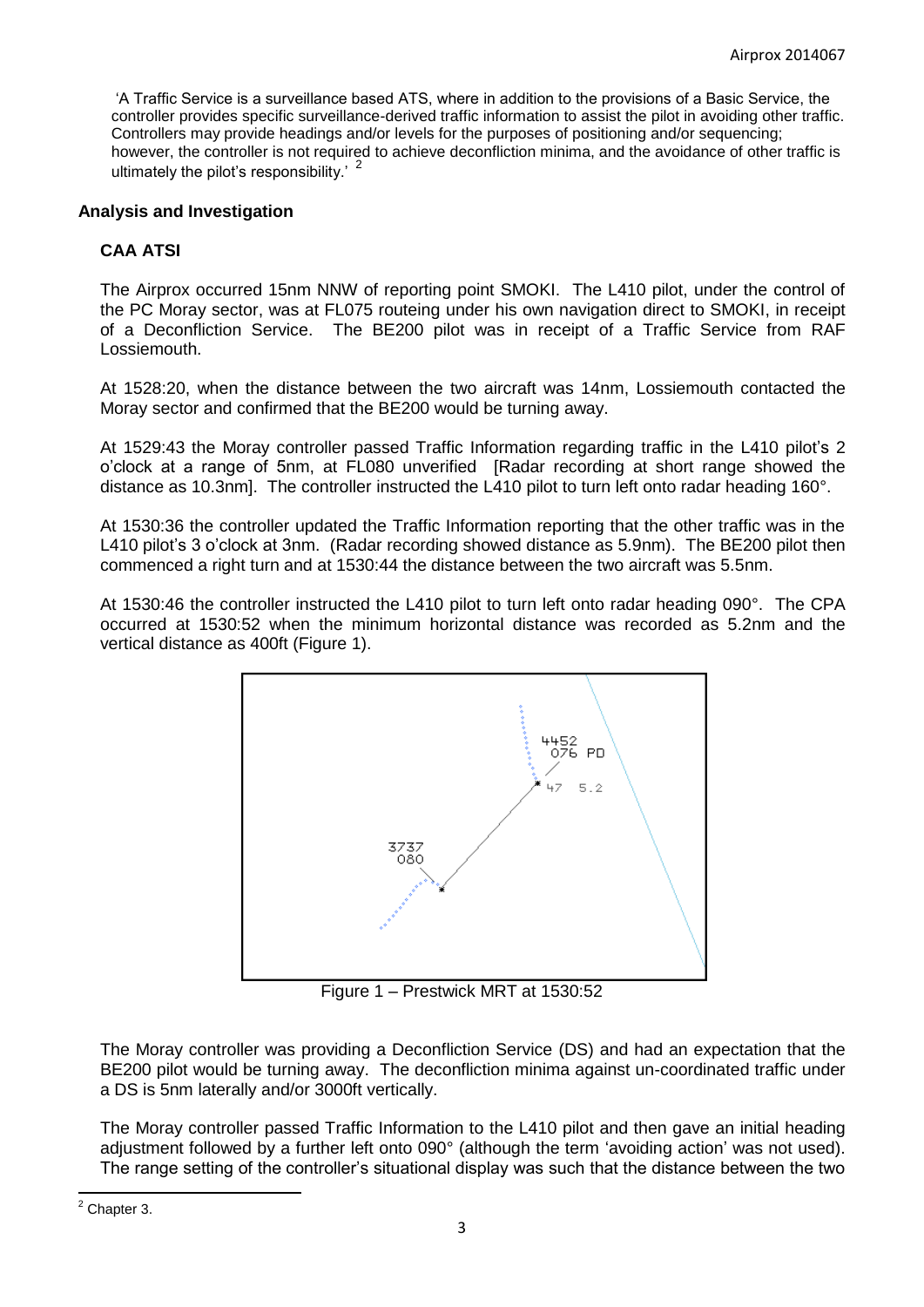'A Traffic Service is a surveillance based ATS, where in addition to the provisions of a Basic Service, the controller provides specific surveillance-derived traffic information to assist the pilot in avoiding other traffic. Controllers may provide headings and/or levels for the purposes of positioning and/or sequencing; however, the controller is not required to achieve deconfliction minima, and the avoidance of other traffic is ultimately the pilot's responsibility.' [2]

## Analysis and Investigation

### CAA ATSI

The Airprox occurred 15nm NNW of reporting point SMOKI. The L410 pilot, under the control of the PC Moray sector, was at FL075 routeing under his own navigation direct to SMOKI, in receipt of a Deconfliction Service. The BE200 pilot was in receipt of a Traffic Service from RAF Lossiemouth.

At 1528:20, when the distance between the two aircraft was 14nm, Lossiemouth contacted the Moray sector and confirmed that the BE200 would be turning away.

At 1529:43 the Moray controller passed Traffic Information regarding traffic in the L410 pilot's 2 o'clock at a range of 5nm, at FL080 unverified [Radar recording at short range showed the distance as 10.3nm]. The controller instructed the L410 pilot to turn left onto radar heading 160°.

At 1530:36 the controller updated the Traffic Information reporting that the other traffic was in the L410 pilot's 3 o'clock at 3nm. (Radar recording showed distance as 5.9nm). The BE200 pilot then commenced a right turn and at 1530:44 the distance between the two aircraft was 5.5nm.

At 1530:46 the controller instructed the L410 pilot to turn left onto radar heading 090°. The CPA occurred at 1530:52 when the minimum horizontal distance was recorded as 5.2nm and the vertical distance as 400ft (Figure 1).

4452
076 PD
47 5.2
3737
080

Figure 1 – Prestwick MRT at 1530:52

The Moray controller was providing a Deconfliction Service (DS) and had an expectation that the BE200 pilot would be turning away. The deconfliction minima against un-coordinated traffic under a DS is 5nm laterally and/or 3000ft vertically.

The Moray controller passed Traffic Information to the L410 pilot and then gave an initial heading adjustment followed by a further left onto 090° (although the term 'avoiding action' was not used). The range setting of the controller's situational display was such that the distance between the two

[2] Chapter 3.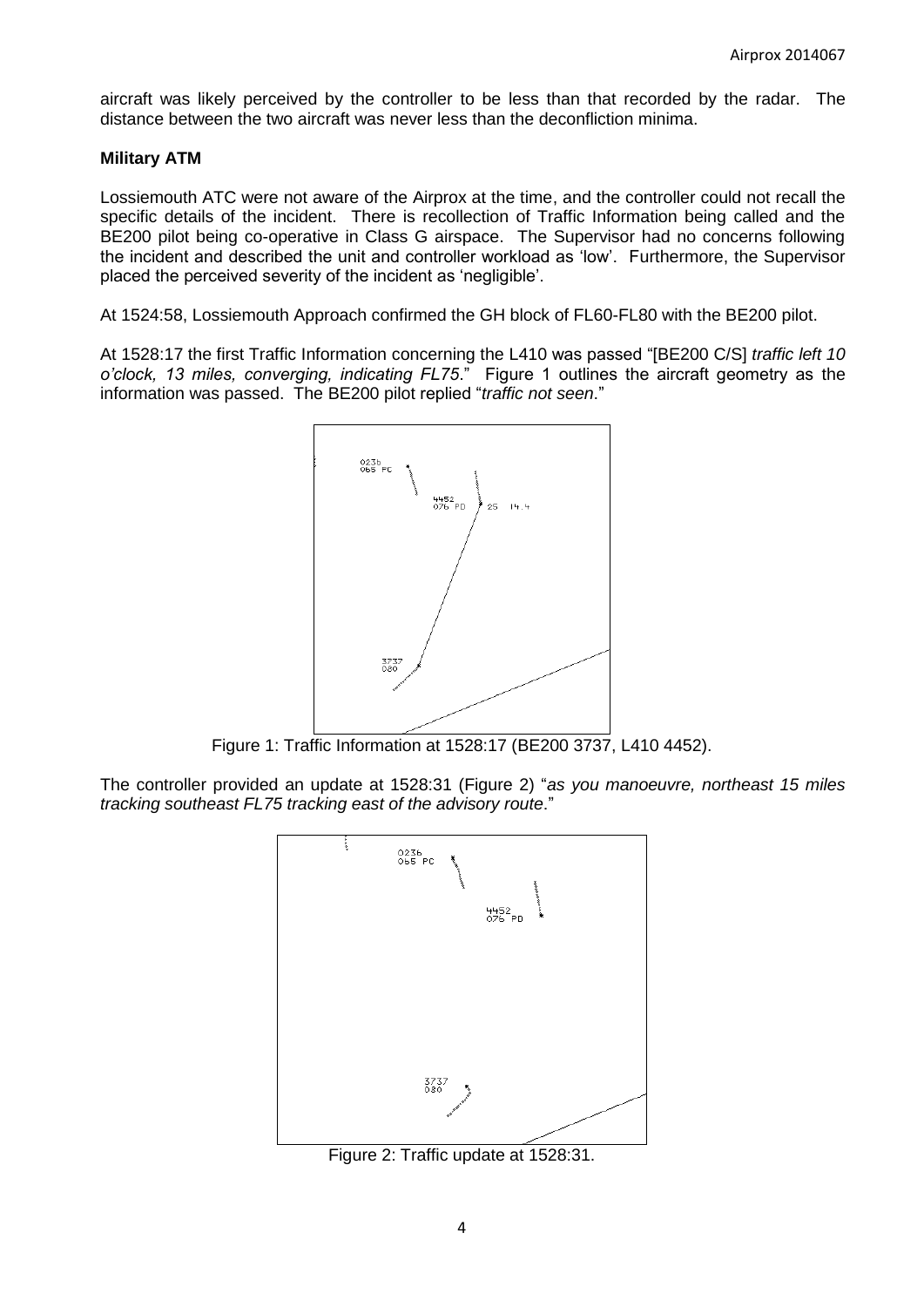aircraft was likely perceived by the controller to be less than that recorded by the radar. The distance between the two aircraft was never less than the deconfliction minima.

### Military ATM

Lossiemouth ATC were not aware of the Airprox at the time, and the controller could not recall the specific details of the incident. There is recollection of Traffic Information being called and the BE200 pilot being co-operative in Class G airspace. The Supervisor had no concerns following the incident and described the unit and controller workload as 'low'. Furthermore, the Supervisor placed the perceived severity of the incident as 'negligible'.

At 1524:58, Lossiemouth Approach confirmed the GH block of FL60-FL80 with the BE200 pilot.

At 1528:17 the first Traffic Information concerning the L410 was passed "[BE200 C/S] *traffic left 10 o'clock, 13 miles, converging, indicating FL75*." Figure 1 outlines the aircraft geometry as the information was passed. The BE200 pilot replied "*traffic not seen*."

0236
065 PC

4452
076 PD

25 14.4

3737
080

Figure 1: Traffic Information at 1528:17 (BE200 3737, L410 4452).

The controller provided an update at 1528:31 (Figure 2) "*as you manoeuvre, northeast 15 miles tracking southeast FL75 tracking east of the advisory route*."

0236
065 PC

4452
075 PD

3737
080

Figure 2: Traffic update at 1528:31.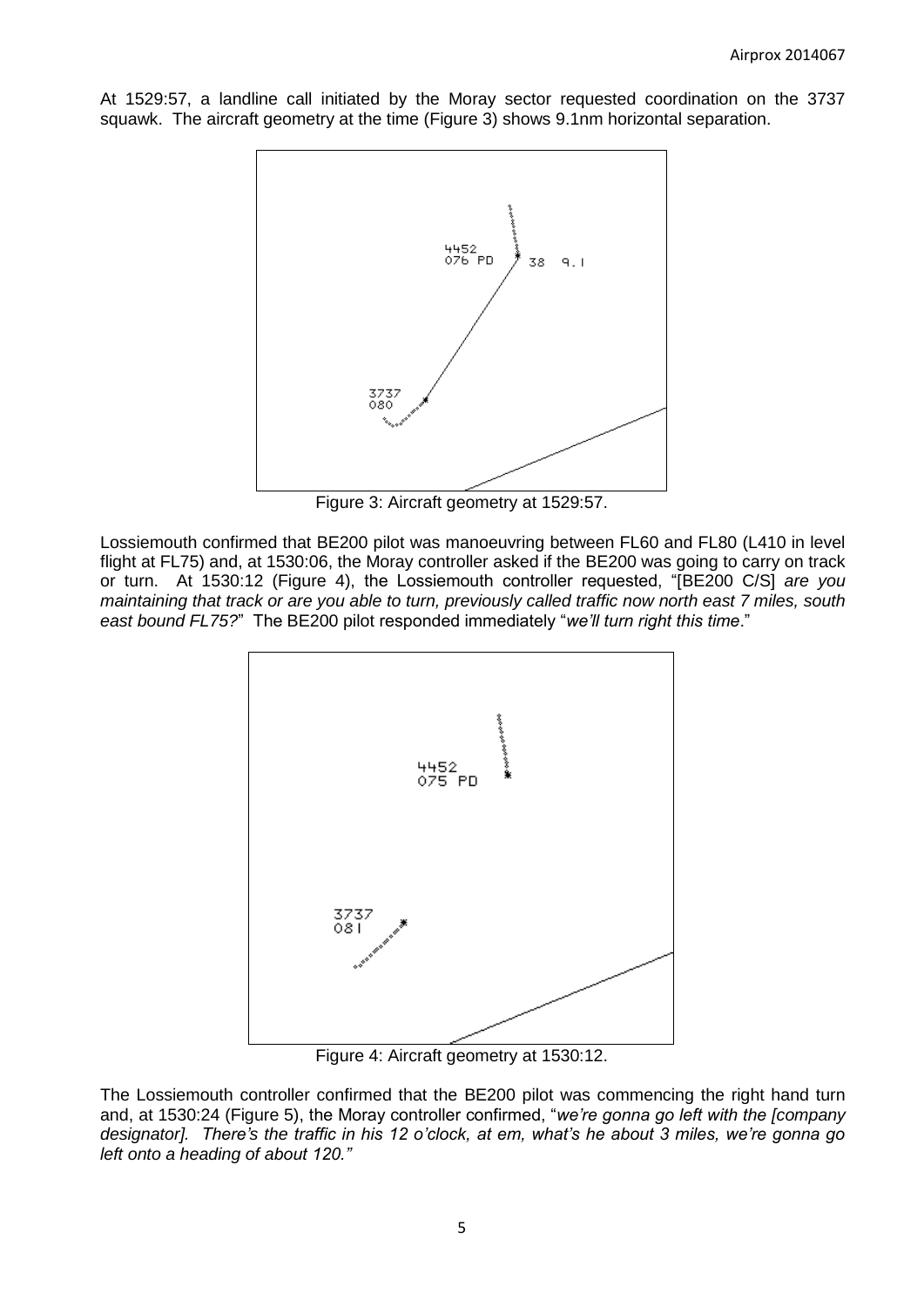At 1529:57, a landline call initiated by the Moray sector requested coordination on the 3737 squawk. The aircraft geometry at the time (Figure 3) shows 9.1nm horizontal separation.

4452
076 PD
38 9.1
3737
080

Figure 3: Aircraft geometry at 1529:57.

Lossiemouth confirmed that BE200 pilot was manoeuvring between FL60 and FL80 (L410 in level flight at FL75) and, at 1530:06, the Moray controller asked if the BE200 was going to carry on track or turn. At 1530:12 (Figure 4), the Lossiemouth controller requested, "[BE200 C/S] *are you maintaining that track or are you able to turn, previously called traffic now north east 7 miles, south east bound FL75?*" The BE200 pilot responded immediately "*we'll turn right this time*."

4452
075 PD
3737
081

Figure 4: Aircraft geometry at 1530:12.

The Lossiemouth controller confirmed that the BE200 pilot was commencing the right hand turn and, at 1530:24 (Figure 5), the Moray controller confirmed, "*we're gonna go left with the [company designator]. There's the traffic in his 12 o'clock, at em, what's he about 3 miles, we're gonna go left onto a heading of about 120."*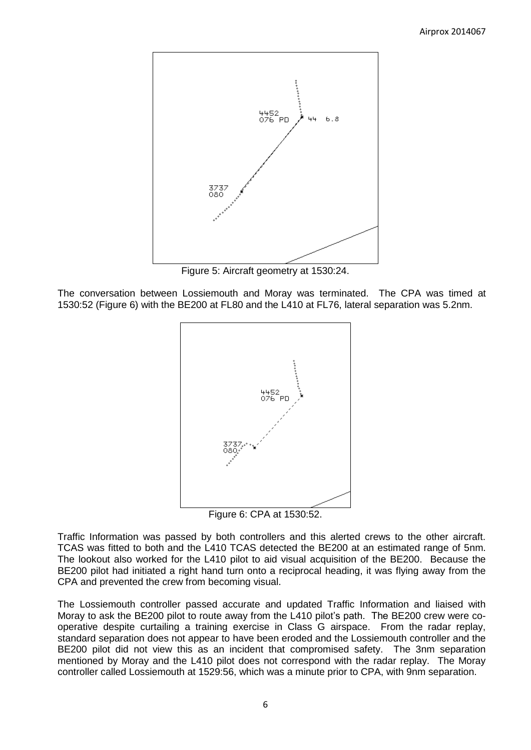4452
076 PD
44 6.8

3737
080

Figure 5: Aircraft geometry at 1530:24.

The conversation between Lossiemouth and Moray was terminated. The CPA was timed at 1530:52 (Figure 6) with the BE200 at FL80 and the L410 at FL76, lateral separation was 5.2nm.

4452
076 PD

3737
080

Figure 6: CPA at 1530:52.

Traffic Information was passed by both controllers and this alerted crews to the other aircraft. TCAS was fitted to both and the L410 TCAS detected the BE200 at an estimated range of 5nm. The lookout also worked for the L410 pilot to aid visual acquisition of the BE200. Because the BE200 pilot had initiated a right hand turn onto a reciprocal heading, it was flying away from the CPA and prevented the crew from becoming visual.

The Lossiemouth controller passed accurate and updated Traffic Information and liaised with Moray to ask the BE200 pilot to route away from the L410 pilot's path. The BE200 crew were co-operative despite curtailing a training exercise in Class G airspace. From the radar replay, standard separation does not appear to have been eroded and the Lossiemouth controller and the BE200 pilot did not view this as an incident that compromised safety. The 3nm separation mentioned by Moray and the L410 pilot does not correspond with the radar replay. The Moray controller called Lossiemouth at 1529:56, which was a minute prior to CPA, with 9nm separation.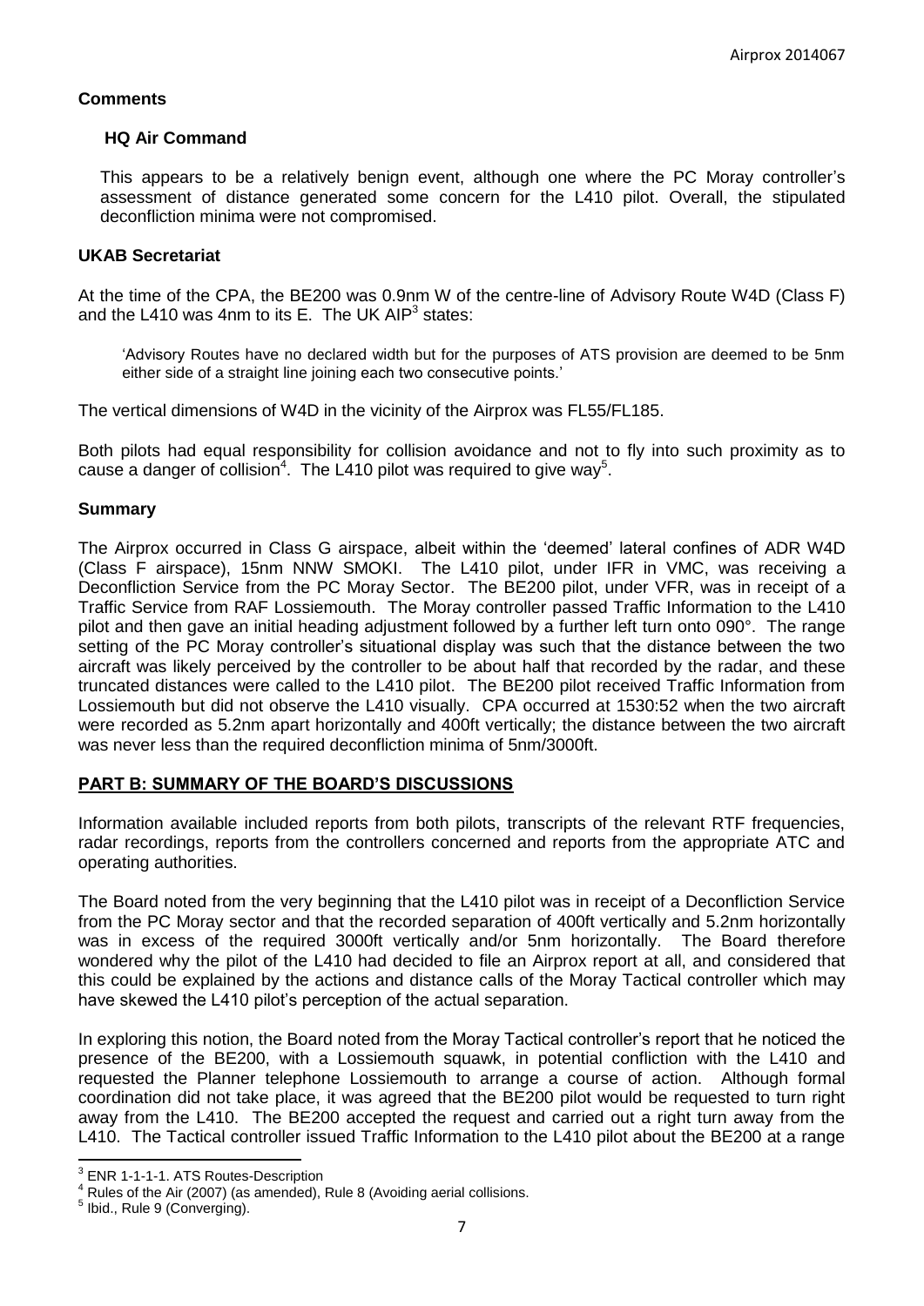## Comments

### HQ Air Command

This appears to be a relatively benign event, although one where the PC Moray controller's assessment of distance generated some concern for the L410 pilot. Overall, the stipulated deconfliction minima were not compromised.

### UKAB Secretariat

At the time of the CPA, the BE200 was 0.9nm W of the centre-line of Advisory Route W4D (Class F) and the L410 was 4nm to its E. The UK AIP[3] states:

> 'Advisory Routes have no declared width but for the purposes of ATS provision are deemed to be 5nm either side of a straight line joining each two consecutive points.'

The vertical dimensions of W4D in the vicinity of the Airprox was FL55/FL185.

Both pilots had equal responsibility for collision avoidance and not to fly into such proximity as to cause a danger of collision[4]. The L410 pilot was required to give way[5].

### Summary

The Airprox occurred in Class G airspace, albeit within the 'deemed' lateral confines of ADR W4D (Class F airspace), 15nm NNW SMOKI. The L410 pilot, under IFR in VMC, was receiving a Deconfliction Service from the PC Moray Sector. The BE200 pilot, under VFR, was in receipt of a Traffic Service from RAF Lossiemouth. The Moray controller passed Traffic Information to the L410 pilot and then gave an initial heading adjustment followed by a further left turn onto 090°. The range setting of the PC Moray controller's situational display was such that the distance between the two aircraft was likely perceived by the controller to be about half that recorded by the radar, and these truncated distances were called to the L410 pilot. The BE200 pilot received Traffic Information from Lossiemouth but did not observe the L410 visually. CPA occurred at 1530:52 when the two aircraft were recorded as 5.2nm apart horizontally and 400ft vertically; the distance between the two aircraft was never less than the required deconfliction minima of 5nm/3000ft.

## PART B: SUMMARY OF THE BOARD'S DISCUSSIONS

Information available included reports from both pilots, transcripts of the relevant RTF frequencies, radar recordings, reports from the controllers concerned and reports from the appropriate ATC and operating authorities.

The Board noted from the very beginning that the L410 pilot was in receipt of a Deconfliction Service from the PC Moray sector and that the recorded separation of 400ft vertically and 5.2nm horizontally was in excess of the required 3000ft vertically and/or 5nm horizontally. The Board therefore wondered why the pilot of the L410 had decided to file an Airprox report at all, and considered that this could be explained by the actions and distance calls of the Moray Tactical controller which may have skewed the L410 pilot's perception of the actual separation.

In exploring this notion, the Board noted from the Moray Tactical controller's report that he noticed the presence of the BE200, with a Lossiemouth squawk, in potential confliction with the L410 and requested the Planner telephone Lossiemouth to arrange a course of action. Although formal coordination did not take place, it was agreed that the BE200 pilot would be requested to turn right away from the L410. The BE200 accepted the request and carried out a right turn away from the L410. The Tactical controller issued Traffic Information to the L410 pilot about the BE200 at a range

---

[3] ENR 1-1-1-1. ATS Routes-Description

[4] Rules of the Air (2007) (as amended), Rule 8 (Avoiding aerial collisions.

[5] Ibid., Rule 9 (Converging).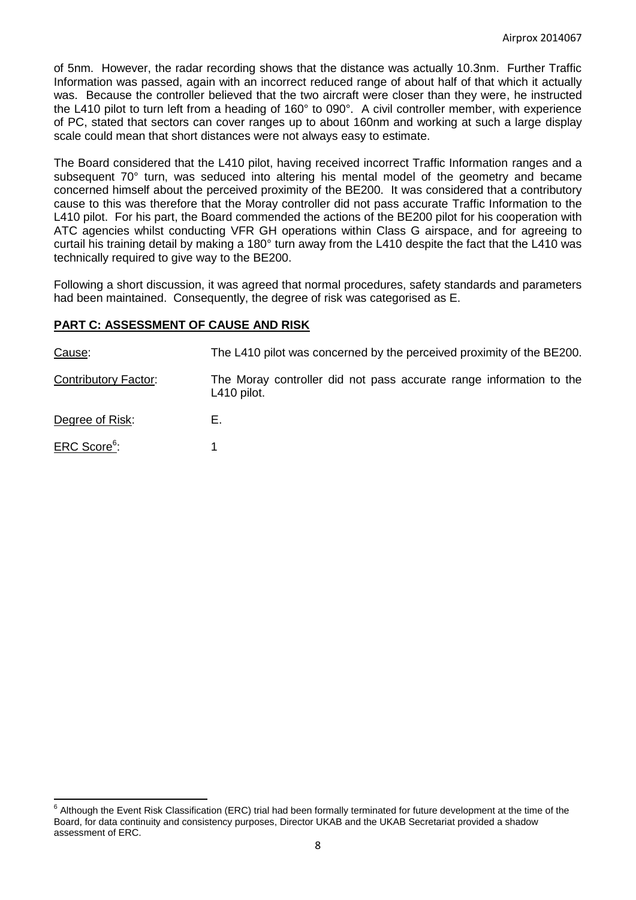of 5nm. However, the radar recording shows that the distance was actually 10.3nm. Further Traffic Information was passed, again with an incorrect reduced range of about half of that which it actually was. Because the controller believed that the two aircraft were closer than they were, he instructed the L410 pilot to turn left from a heading of 160° to 090°. A civil controller member, with experience of PC, stated that sectors can cover ranges up to about 160nm and working at such a large display scale could mean that short distances were not always easy to estimate.

The Board considered that the L410 pilot, having received incorrect Traffic Information ranges and a subsequent 70° turn, was seduced into altering his mental model of the geometry and became concerned himself about the perceived proximity of the BE200. It was considered that a contributory cause to this was therefore that the Moray controller did not pass accurate Traffic Information to the L410 pilot. For his part, the Board commended the actions of the BE200 pilot for his cooperation with ATC agencies whilst conducting VFR GH operations within Class G airspace, and for agreeing to curtail his training detail by making a 180° turn away from the L410 despite the fact that the L410 was technically required to give way to the BE200.

Following a short discussion, it was agreed that normal procedures, safety standards and parameters had been maintained. Consequently, the degree of risk was categorised as E.

## PART C: ASSESSMENT OF CAUSE AND RISK

| | |
|---|---|
| Cause: | The L410 pilot was concerned by the perceived proximity of the BE200. |
| Contributory Factor: | The Moray controller did not pass accurate range information to the L410 pilot. |
| Degree of Risk: | E. |
| ERC Score[6]: | 1 |

[6] Although the Event Risk Classification (ERC) trial had been formally terminated for future development at the time of the Board, for data continuity and consistency purposes, Director UKAB and the UKAB Secretariat provided a shadow assessment of ERC.